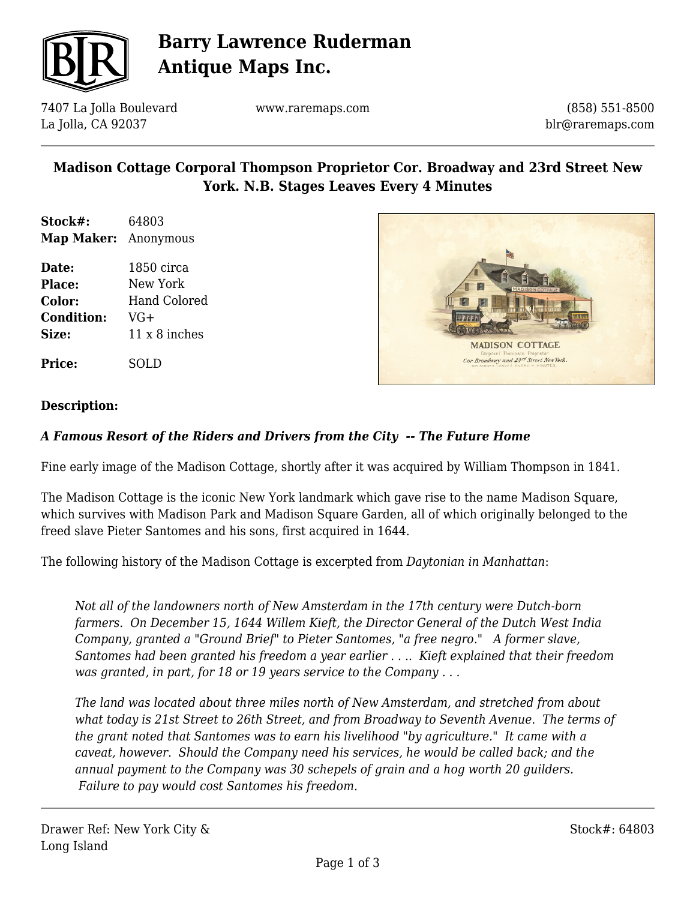# Barry Lawrence Ruderman Antique Maps Inc.

7407 La Jolla Boulevard
La Jolla, CA 92037

www.raremaps.com

(858) 551-8500
blr@raremaps.com

## Madison Cottage Corporal Thompson Proprietor Cor. Broadway and 23rd Street New York. N.B. Stages Leaves Every 4 Minutes

**Stock#:** 64803
**Map Maker:** Anonymous

**Date:** 1850 circa
**Place:** New York
**Color:** Hand Colored
**Condition:** VG+
**Size:** 11 x 8 inches

**Price:** SOLD

**Description:**

***A Famous Resort of the Riders and Drivers from the City -- The Future Home***

Fine early image of the Madison Cottage, shortly after it was acquired by William Thompson in 1841.

The Madison Cottage is the iconic New York landmark which gave rise to the name Madison Square, which survives with Madison Park and Madison Square Garden, all of which originally belonged to the freed slave Pieter Santomes and his sons, first acquired in 1644.

The following history of the Madison Cottage is excerpted from *Daytonian in Manhattan*:

> *Not all of the landowners north of New Amsterdam in the 17th century were Dutch-born farmers. On December 15, 1644 Willem Kieft, the Director General of the Dutch West India Company, granted a "Ground Brief" to Pieter Santomes, "a free negro." A former slave, Santomes had been granted his freedom a year earlier . . .. Kieft explained that their freedom was granted, in part, for 18 or 19 years service to the Company . . .*
>
> *The land was located about three miles north of New Amsterdam, and stretched from about what today is 21st Street to 26th Street, and from Broadway to Seventh Avenue. The terms of the grant noted that Santomes was to earn his livelihood "by agriculture." It came with a caveat, however. Should the Company need his services, he would be called back; and the annual payment to the Company was 30 schepels of grain and a hog worth 20 guilders. Failure to pay would cost Santomes his freedom.*

Drawer Ref: New York City & Long Island

Stock#: 64803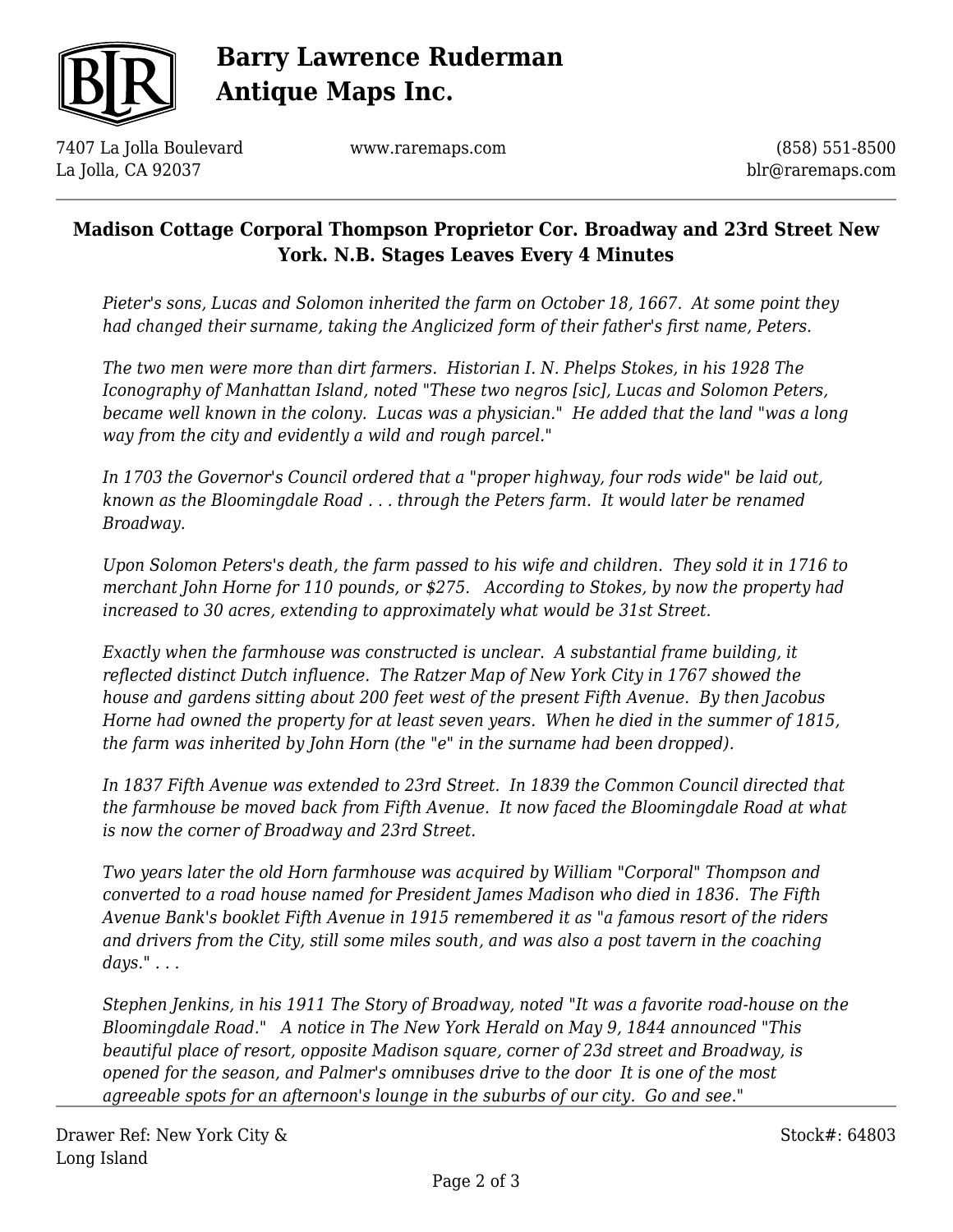## Madison Cottage Corporal Thompson Proprietor Cor. Broadway and 23rd Street New York. N.B. Stages Leaves Every 4 Minutes

*Pieter's sons, Lucas and Solomon inherited the farm on October 18, 1667. At some point they had changed their surname, taking the Anglicized form of their father's first name, Peters.*

*The two men were more than dirt farmers. Historian I. N. Phelps Stokes, in his 1928 The Iconography of Manhattan Island, noted "These two negros [sic], Lucas and Solomon Peters, became well known in the colony. Lucas was a physician." He added that the land "was a long way from the city and evidently a wild and rough parcel."*

*In 1703 the Governor's Council ordered that a "proper highway, four rods wide" be laid out, known as the Bloomingdale Road . . . through the Peters farm. It would later be renamed Broadway.*

*Upon Solomon Peters's death, the farm passed to his wife and children. They sold it in 1716 to merchant John Horne for 110 pounds, or $275. According to Stokes, by now the property had increased to 30 acres, extending to approximately what would be 31st Street.*

*Exactly when the farmhouse was constructed is unclear. A substantial frame building, it reflected distinct Dutch influence. The Ratzer Map of New York City in 1767 showed the house and gardens sitting about 200 feet west of the present Fifth Avenue. By then Jacobus Horne had owned the property for at least seven years. When he died in the summer of 1815, the farm was inherited by John Horn (the "e" in the surname had been dropped).*

*In 1837 Fifth Avenue was extended to 23rd Street. In 1839 the Common Council directed that the farmhouse be moved back from Fifth Avenue. It now faced the Bloomingdale Road at what is now the corner of Broadway and 23rd Street.*

*Two years later the old Horn farmhouse was acquired by William "Corporal" Thompson and converted to a road house named for President James Madison who died in 1836. The Fifth Avenue Bank's booklet Fifth Avenue in 1915 remembered it as "a famous resort of the riders and drivers from the City, still some miles south, and was also a post tavern in the coaching days." . . .*

*Stephen Jenkins, in his 1911 The Story of Broadway, noted "It was a favorite road-house on the Bloomingdale Road." A notice in The New York Herald on May 9, 1844 announced "This beautiful place of resort, opposite Madison square, corner of 23d street and Broadway, is opened for the season, and Palmer's omnibuses drive to the door It is one of the most agreeable spots for an afternoon's lounge in the suburbs of our city. Go and see."*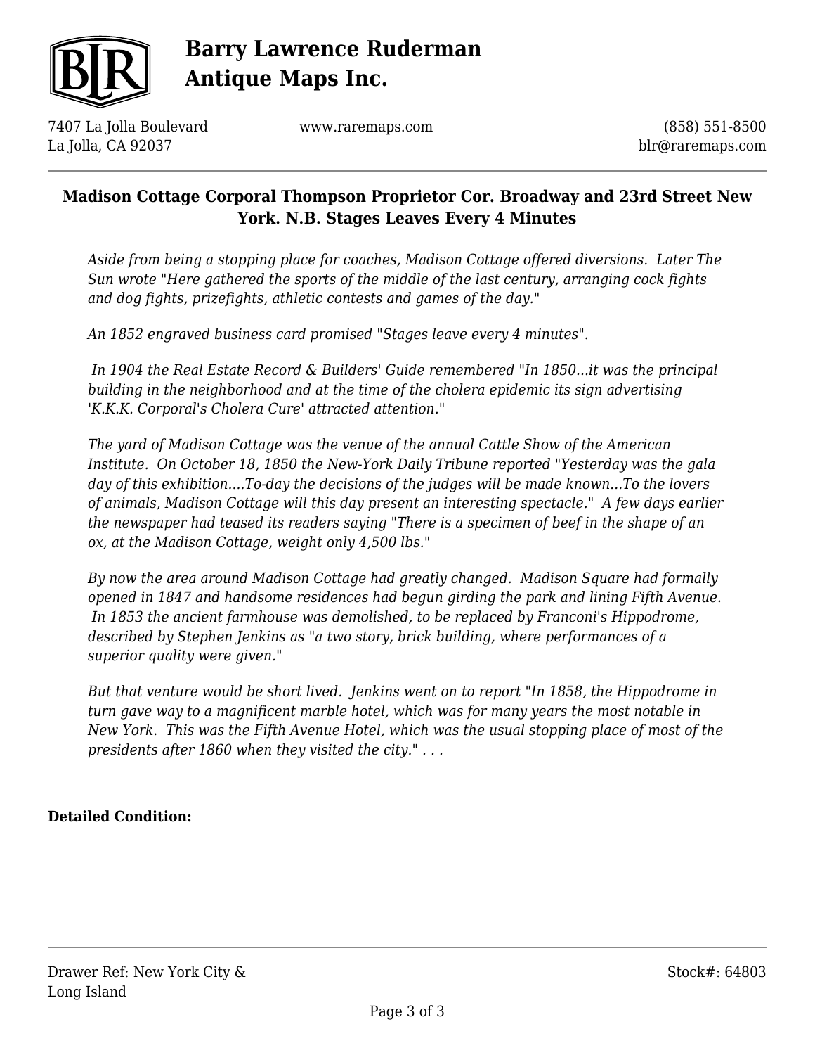**Madison Cottage Corporal Thompson Proprietor Cor. Broadway and 23rd Street New York. N.B. Stages Leaves Every 4 Minutes**

*Aside from being a stopping place for coaches, Madison Cottage offered diversions. Later The Sun wrote "Here gathered the sports of the middle of the last century, arranging cock fights and dog fights, prizefights, athletic contests and games of the day."*

*An 1852 engraved business card promised "Stages leave every 4 minutes".*

*In 1904 the Real Estate Record & Builders' Guide remembered "In 1850...it was the principal building in the neighborhood and at the time of the cholera epidemic its sign advertising 'K.K.K. Corporal's Cholera Cure' attracted attention."*

*The yard of Madison Cottage was the venue of the annual Cattle Show of the American Institute. On October 18, 1850 the New-York Daily Tribune reported "Yesterday was the gala day of this exhibition....To-day the decisions of the judges will be made known...To the lovers of animals, Madison Cottage will this day present an interesting spectacle." A few days earlier the newspaper had teased its readers saying "There is a specimen of beef in the shape of an ox, at the Madison Cottage, weight only 4,500 lbs."*

*By now the area around Madison Cottage had greatly changed. Madison Square had formally opened in 1847 and handsome residences had begun girding the park and lining Fifth Avenue. In 1853 the ancient farmhouse was demolished, to be replaced by Franconi's Hippodrome, described by Stephen Jenkins as "a two story, brick building, where performances of a superior quality were given."*

*But that venture would be short lived. Jenkins went on to report "In 1858, the Hippodrome in turn gave way to a magnificent marble hotel, which was for many years the most notable in New York. This was the Fifth Avenue Hotel, which was the usual stopping place of most of the presidents after 1860 when they visited the city." . . .*

**Detailed Condition:**

Drawer Ref: New York City & Long Island

Stock#: 64803